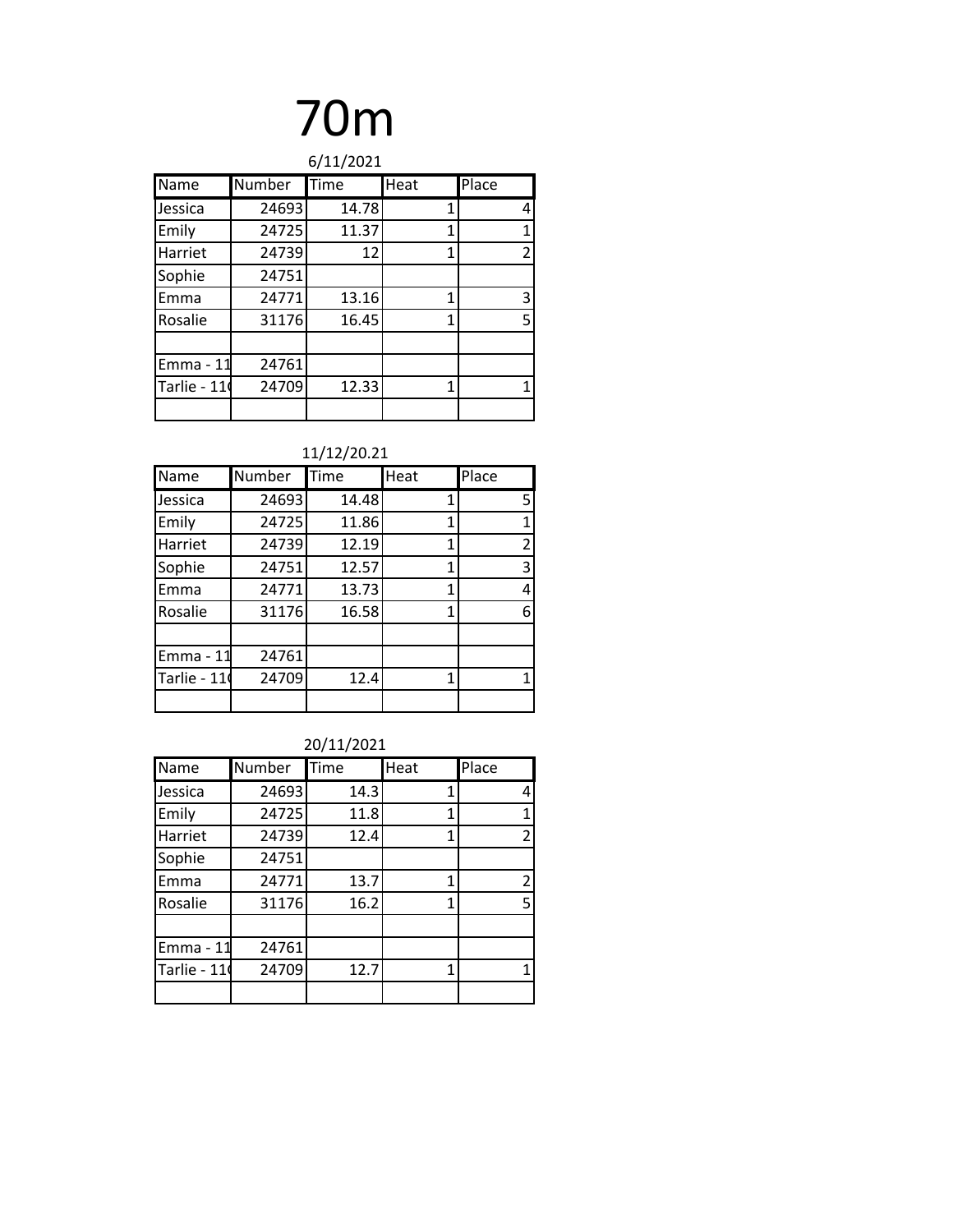# 70m

6/11/2021

| Name | Number | Time | Heat | Place |
|---|---|---|---|---|
| Jessica | 24693 | 14.78 | 1 | 4 |
| Emily | 24725 | 11.37 | 1 | 1 |
| Harriet | 24739 | 12 | 1 | 2 |
| Sophie | 24751 | | | |
| Emma | 24771 | 13.16 | 1 | 3 |
| Rosalie | 31176 | 16.45 | 1 | 5 |
| | | | | |
| Emma - 11 | 24761 | | | |
| Tarlie - 11( | 24709 | 12.33 | 1 | 1 |
| | | | | |

11/12/20.21

| Name | Number | Time | Heat | Place |
|---|---|---|---|---|
| Jessica | 24693 | 14.48 | 1 | 5 |
| Emily | 24725 | 11.86 | 1 | 1 |
| Harriet | 24739 | 12.19 | 1 | 2 |
| Sophie | 24751 | 12.57 | 1 | 3 |
| Emma | 24771 | 13.73 | 1 | 4 |
| Rosalie | 31176 | 16.58 | 1 | 6 |
| | | | | |
| Emma - 11 | 24761 | | | |
| Tarlie - 11( | 24709 | 12.4 | 1 | 1 |
| | | | | |

20/11/2021

| Name | Number | Time | Heat | Place |
|---|---|---|---|---|
| Jessica | 24693 | 14.3 | 1 | 4 |
| Emily | 24725 | 11.8 | 1 | 1 |
| Harriet | 24739 | 12.4 | 1 | 2 |
| Sophie | 24751 | | | |
| Emma | 24771 | 13.7 | 1 | 2 |
| Rosalie | 31176 | 16.2 | 1 | 5 |
| | | | | |
| Emma - 11 | 24761 | | | |
| Tarlie - 11( | 24709 | 12.7 | 1 | 1 |
| | | | | |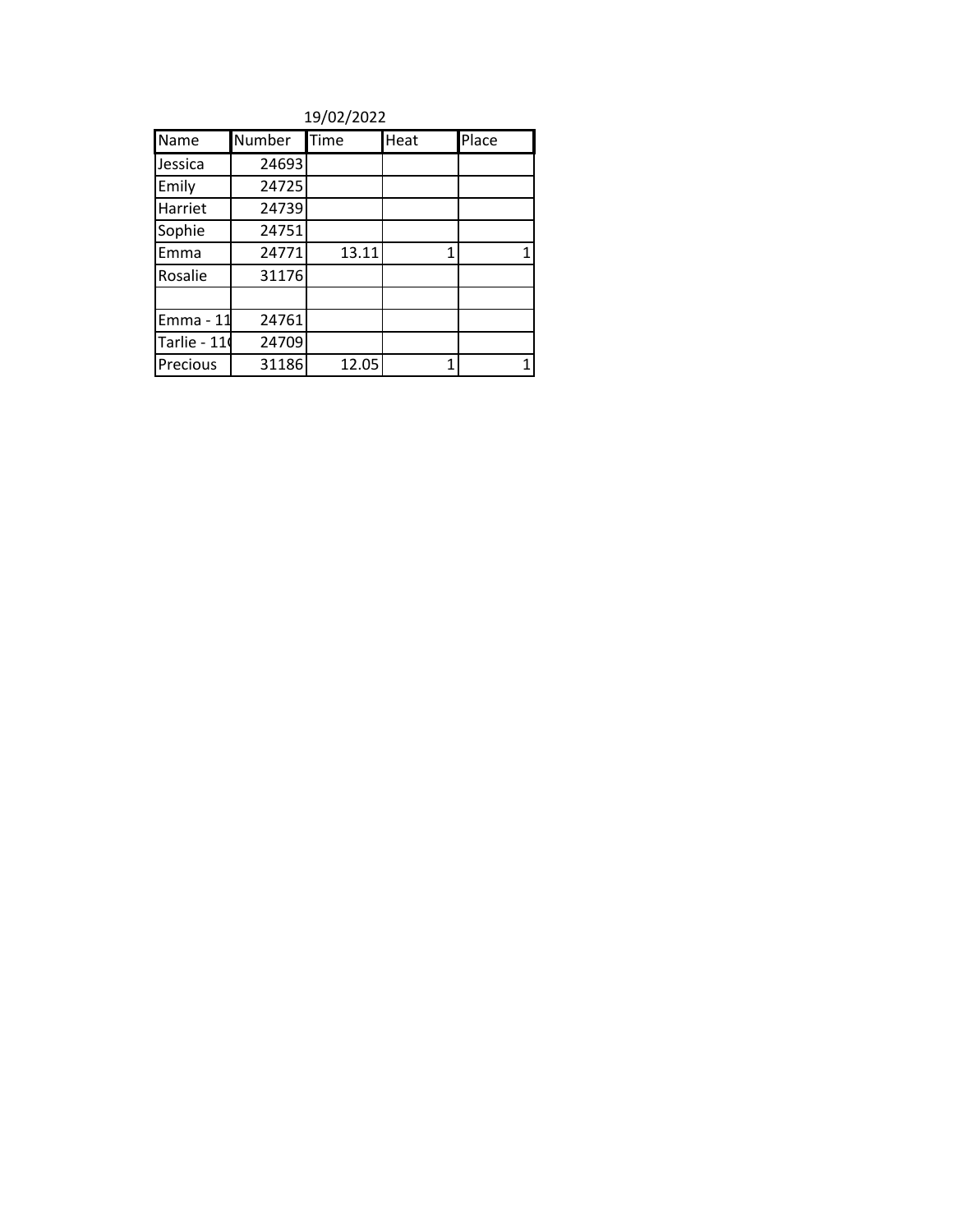19/02/2022

| Name | Number | Time | Heat | Place |
|---|---|---|---|---|
| Jessica | 24693 | | | |
| Emily | 24725 | | | |
| Harriet | 24739 | | | |
| Sophie | 24751 | | | |
| Emma | 24771 | 13.11 | 1 | 1 |
| Rosalie | 31176 | | | |
| | | | | |
| Emma - 11 | 24761 | | | |
| Tarlie - 11 | 24709 | | | |
| Precious | 31186 | 12.05 | 1 | 1 |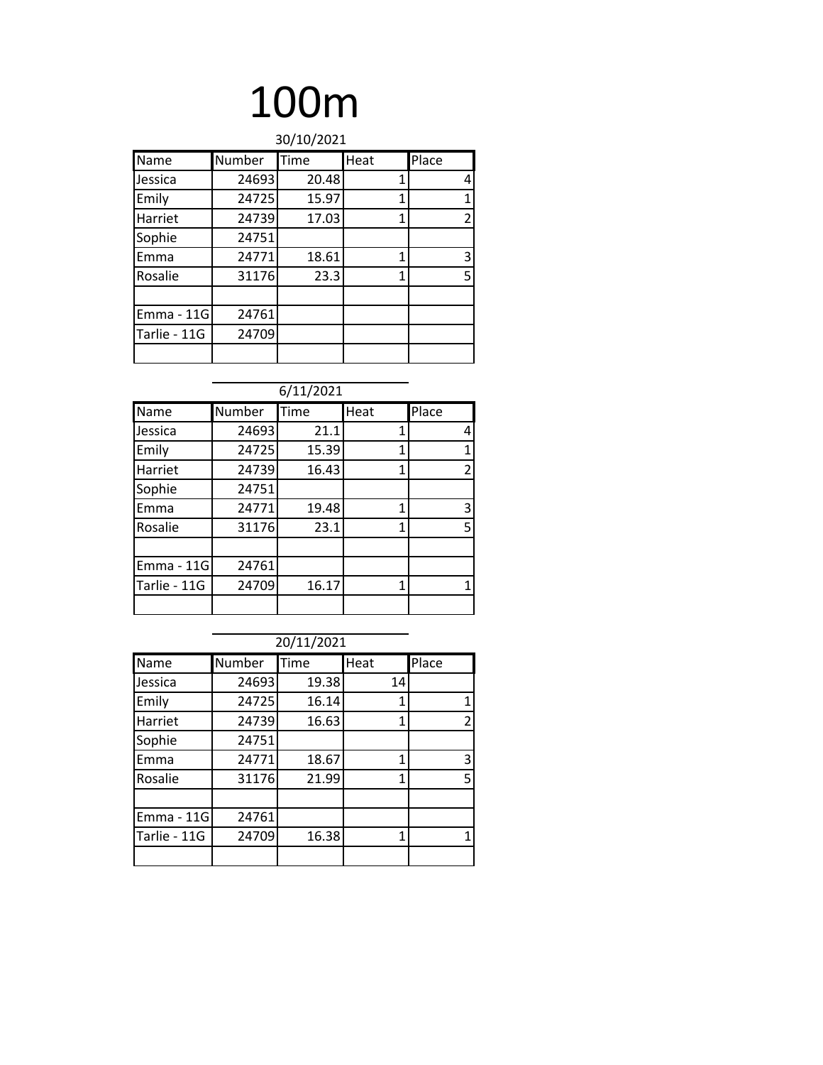# 100m

30/10/2021

| Name | Number | Time | Heat | Place |
| --- | --- | --- | --- | --- |
| Jessica | 24693 | 20.48 | 1 | 4 |
| Emily | 24725 | 15.97 | 1 | 1 |
| Harriet | 24739 | 17.03 | 1 | 2 |
| Sophie | 24751 | | | |
| Emma | 24771 | 18.61 | 1 | 3 |
| Rosalie | 31176 | 23.3 | 1 | 5 |
| | | | | |
| Emma - 11G | 24761 | | | |
| Tarlie - 11G | 24709 | | | |
| | | | | |

6/11/2021

| Name | Number | Time | Heat | Place |
| --- | --- | --- | --- | --- |
| Jessica | 24693 | 21.1 | 1 | 4 |
| Emily | 24725 | 15.39 | 1 | 1 |
| Harriet | 24739 | 16.43 | 1 | 2 |
| Sophie | 24751 | | | |
| Emma | 24771 | 19.48 | 1 | 3 |
| Rosalie | 31176 | 23.1 | 1 | 5 |
| | | | | |
| Emma - 11G | 24761 | | | |
| Tarlie - 11G | 24709 | 16.17 | 1 | 1 |
| | | | | |

20/11/2021

| Name | Number | Time | Heat | Place |
| --- | --- | --- | --- | --- |
| Jessica | 24693 | 19.38 | 14 | |
| Emily | 24725 | 16.14 | 1 | 1 |
| Harriet | 24739 | 16.63 | 1 | 2 |
| Sophie | 24751 | | | |
| Emma | 24771 | 18.67 | 1 | 3 |
| Rosalie | 31176 | 21.99 | 1 | 5 |
| | | | | |
| Emma - 11G | 24761 | | | |
| Tarlie - 11G | 24709 | 16.38 | 1 | 1 |
| | | | | |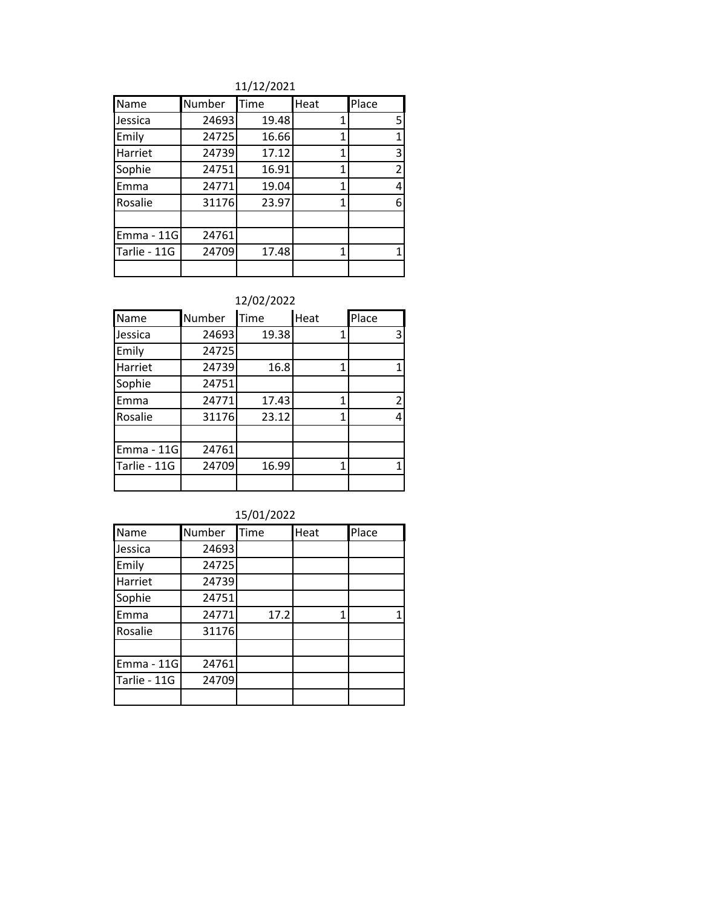11/12/2021

| Name | Number | Time | Heat | Place |
|---|---|---|---|---|
| Jessica | 24693 | 19.48 | 1 | 5 |
| Emily | 24725 | 16.66 | 1 | 1 |
| Harriet | 24739 | 17.12 | 1 | 3 |
| Sophie | 24751 | 16.91 | 1 | 2 |
| Emma | 24771 | 19.04 | 1 | 4 |
| Rosalie | 31176 | 23.97 | 1 | 6 |
| | | | | |
| Emma - 11G | 24761 | | | |
| Tarlie - 11G | 24709 | 17.48 | 1 | 1 |
| | | | | |

12/02/2022

| Name | Number | Time | Heat | Place |
|---|---|---|---|---|
| Jessica | 24693 | 19.38 | 1 | 3 |
| Emily | 24725 | | | |
| Harriet | 24739 | 16.8 | 1 | 1 |
| Sophie | 24751 | | | |
| Emma | 24771 | 17.43 | 1 | 2 |
| Rosalie | 31176 | 23.12 | 1 | 4 |
| | | | | |
| Emma - 11G | 24761 | | | |
| Tarlie - 11G | 24709 | 16.99 | 1 | 1 |
| | | | | |

15/01/2022

| Name | Number | Time | Heat | Place |
|---|---|---|---|---|
| Jessica | 24693 | | | |
| Emily | 24725 | | | |
| Harriet | 24739 | | | |
| Sophie | 24751 | | | |
| Emma | 24771 | 17.2 | 1 | 1 |
| Rosalie | 31176 | | | |
| | | | | |
| Emma - 11G | 24761 | | | |
| Tarlie - 11G | 24709 | | | |
| | | | | |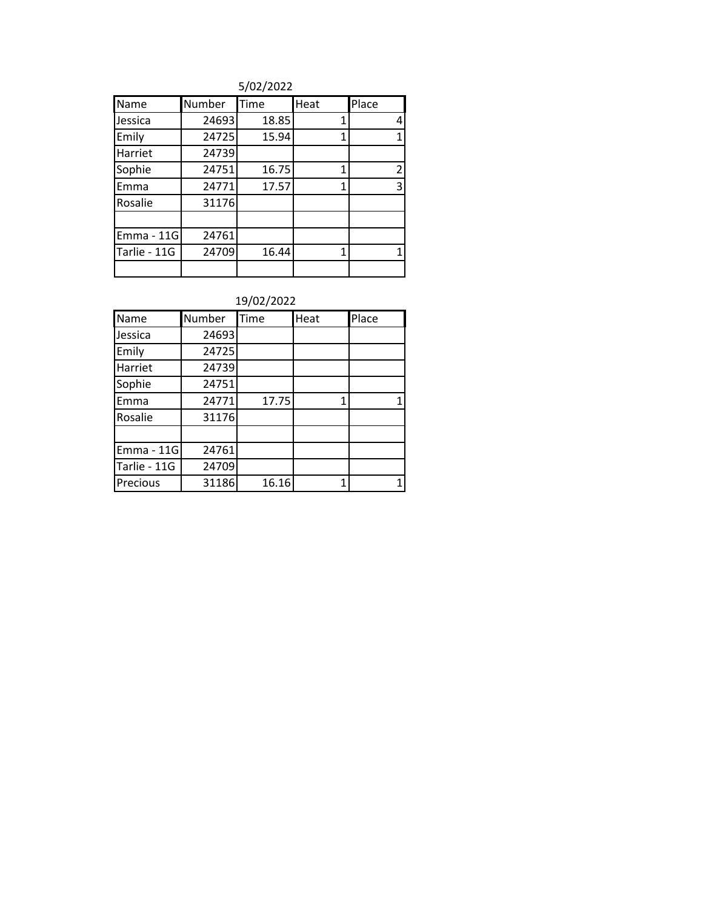5/02/2022

| Name | Number | Time | Heat | Place |
|---|---|---|---|---|
| Jessica | 24693 | 18.85 | 1 | 4 |
| Emily | 24725 | 15.94 | 1 | 1 |
| Harriet | 24739 | | | |
| Sophie | 24751 | 16.75 | 1 | 2 |
| Emma | 24771 | 17.57 | 1 | 3 |
| Rosalie | 31176 | | | |
| | | | | |
| Emma - 11G | 24761 | | | |
| Tarlie - 11G | 24709 | 16.44 | 1 | 1 |
| | | | | |

19/02/2022

| Name | Number | Time | Heat | Place |
|---|---|---|---|---|
| Jessica | 24693 | | | |
| Emily | 24725 | | | |
| Harriet | 24739 | | | |
| Sophie | 24751 | | | |
| Emma | 24771 | 17.75 | 1 | 1 |
| Rosalie | 31176 | | | |
| | | | | |
| Emma - 11G | 24761 | | | |
| Tarlie - 11G | 24709 | | | |
| Precious | 31186 | 16.16 | 1 | 1 |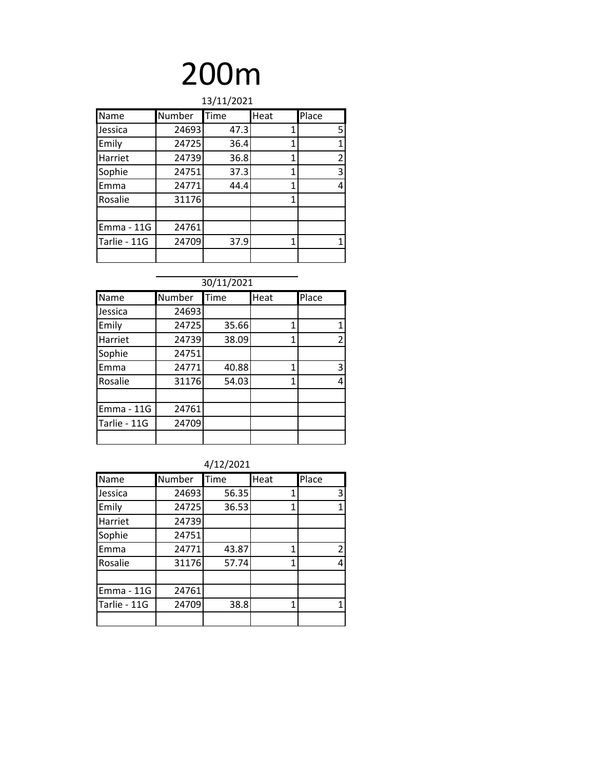# 200m

13/11/2021

| Name | Number | Time | Heat | Place |
|---|---|---|---|---|
| Jessica | 24693 | 47.3 | 1 | 5 |
| Emily | 24725 | 36.4 | 1 | 1 |
| Harriet | 24739 | 36.8 | 1 | 2 |
| Sophie | 24751 | 37.3 | 1 | 3 |
| Emma | 24771 | 44.4 | 1 | 4 |
| Rosalie | 31176 | | 1 | |
| | | | | |
| Emma - 11G | 24761 | | | |
| Tarlie - 11G | 24709 | 37.9 | 1 | 1 |
| | | | | |

30/11/2021

| Name | Number | Time | Heat | Place |
|---|---|---|---|---|
| Jessica | 24693 | | | |
| Emily | 24725 | 35.66 | 1 | 1 |
| Harriet | 24739 | 38.09 | 1 | 2 |
| Sophie | 24751 | | | |
| Emma | 24771 | 40.88 | 1 | 3 |
| Rosalie | 31176 | 54.03 | 1 | 4 |
| | | | | |
| Emma - 11G | 24761 | | | |
| Tarlie - 11G | 24709 | | | |
| | | | | |

4/12/2021

| Name | Number | Time | Heat | Place |
|---|---|---|---|---|
| Jessica | 24693 | 56.35 | 1 | 3 |
| Emily | 24725 | 36.53 | 1 | 1 |
| Harriet | 24739 | | | |
| Sophie | 24751 | | | |
| Emma | 24771 | 43.87 | 1 | 2 |
| Rosalie | 31176 | 57.74 | 1 | 4 |
| | | | | |
| Emma - 11G | 24761 | | | |
| Tarlie - 11G | 24709 | 38.8 | 1 | 1 |
| | | | | |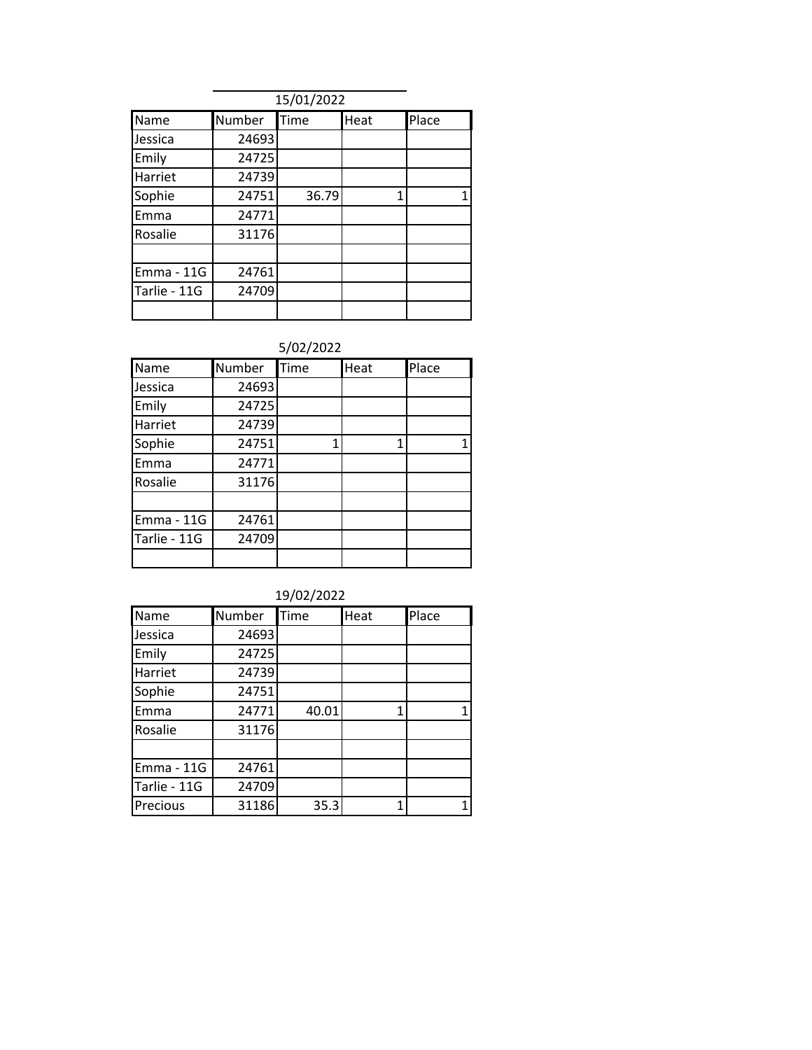15/01/2022

| Name | Number | Time | Heat | Place |
|---|---|---|---|---|
| Jessica | 24693 | | | |
| Emily | 24725 | | | |
| Harriet | 24739 | | | |
| Sophie | 24751 | 36.79 | 1 | 1 |
| Emma | 24771 | | | |
| Rosalie | 31176 | | | |
| | | | | |
| Emma - 11G | 24761 | | | |
| Tarlie - 11G | 24709 | | | |
| | | | | |

5/02/2022

| Name | Number | Time | Heat | Place |
|---|---|---|---|---|
| Jessica | 24693 | | | |
| Emily | 24725 | | | |
| Harriet | 24739 | | | |
| Sophie | 24751 | 1 | 1 | 1 |
| Emma | 24771 | | | |
| Rosalie | 31176 | | | |
| | | | | |
| Emma - 11G | 24761 | | | |
| Tarlie - 11G | 24709 | | | |
| | | | | |

19/02/2022

| Name | Number | Time | Heat | Place |
|---|---|---|---|---|
| Jessica | 24693 | | | |
| Emily | 24725 | | | |
| Harriet | 24739 | | | |
| Sophie | 24751 | | | |
| Emma | 24771 | 40.01 | 1 | 1 |
| Rosalie | 31176 | | | |
| | | | | |
| Emma - 11G | 24761 | | | |
| Tarlie - 11G | 24709 | | | |
| Precious | 31186 | 35.3 | 1 | 1 |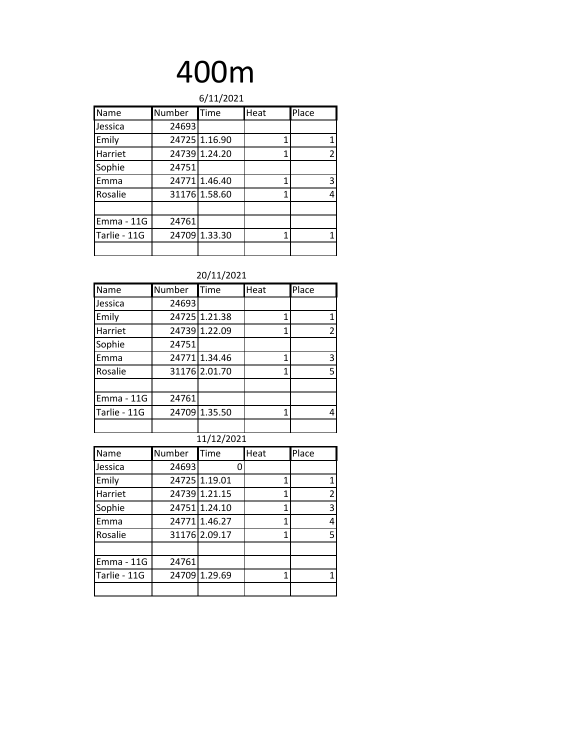# 400m

6/11/2021

| Name | Number | Time | Heat | Place |
|---|---|---|---|---|
| Jessica | 24693 | | | |
| Emily | 24725 | 1.16.90 | 1 | 1 |
| Harriet | 24739 | 1.24.20 | 1 | 2 |
| Sophie | 24751 | | | |
| Emma | 24771 | 1.46.40 | 1 | 3 |
| Rosalie | 31176 | 1.58.60 | 1 | 4 |
| | | | | |
| Emma - 11G | 24761 | | | |
| Tarlie - 11G | 24709 | 1.33.30 | 1 | 1 |
| | | | | |

20/11/2021

| Name | Number | Time | Heat | Place |
|---|---|---|---|---|
| Jessica | 24693 | | | |
| Emily | 24725 | 1.21.38 | 1 | 1 |
| Harriet | 24739 | 1.22.09 | 1 | 2 |
| Sophie | 24751 | | | |
| Emma | 24771 | 1.34.46 | 1 | 3 |
| Rosalie | 31176 | 2.01.70 | 1 | 5 |
| | | | | |
| Emma - 11G | 24761 | | | |
| Tarlie - 11G | 24709 | 1.35.50 | 1 | 4 |
| | | | | |

11/12/2021

| Name | Number | Time | Heat | Place |
|---|---|---|---|---|
| Jessica | 24693 | 0 | | |
| Emily | 24725 | 1.19.01 | 1 | 1 |
| Harriet | 24739 | 1.21.15 | 1 | 2 |
| Sophie | 24751 | 1.24.10 | 1 | 3 |
| Emma | 24771 | 1.46.27 | 1 | 4 |
| Rosalie | 31176 | 2.09.17 | 1 | 5 |
| | | | | |
| Emma - 11G | 24761 | | | |
| Tarlie - 11G | 24709 | 1.29.69 | 1 | 1 |
| | | | | |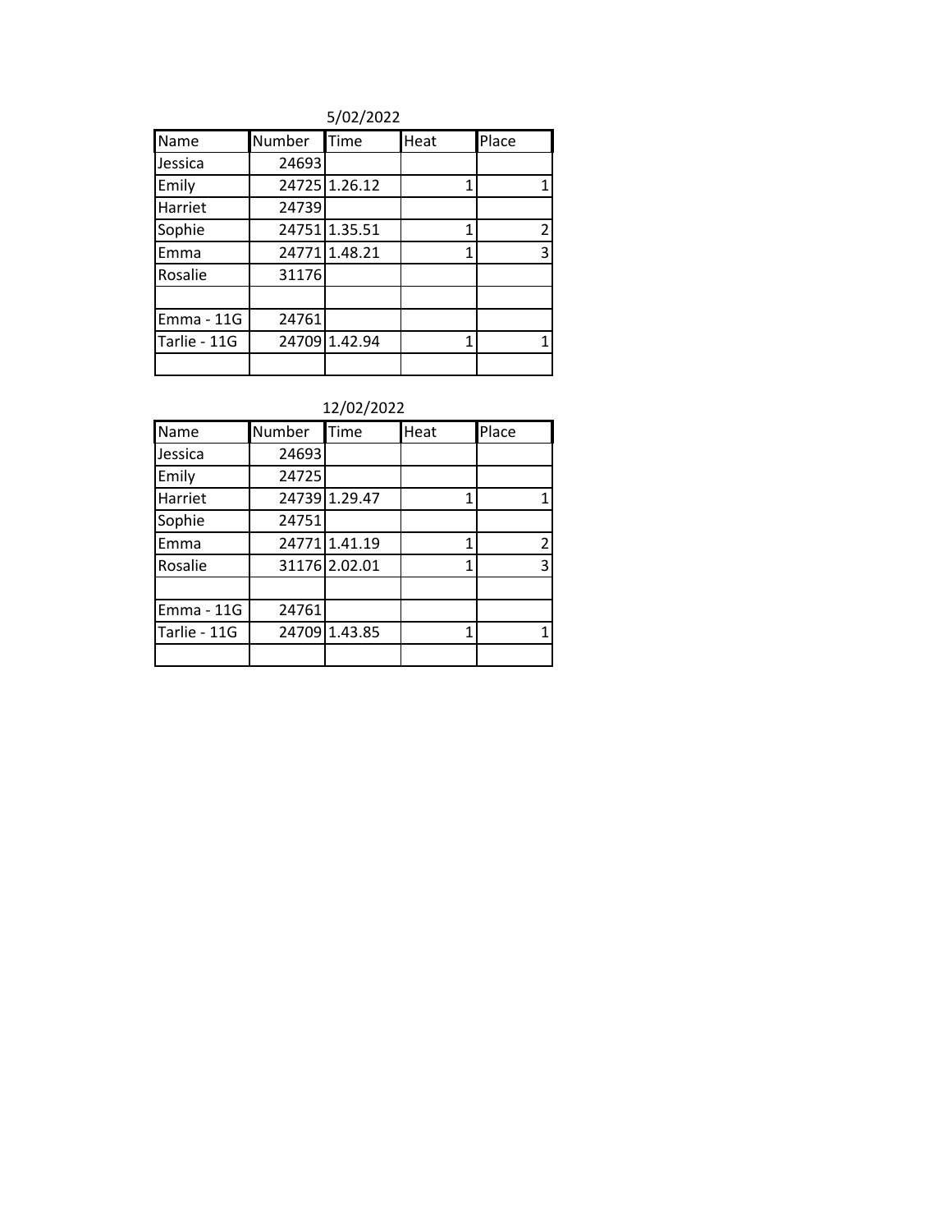5/02/2022

| Name | Number | Time | Heat | Place |
|---|---|---|---|---|
| Jessica | 24693 | | | |
| Emily | 24725 | 1.26.12 | 1 | 1 |
| Harriet | 24739 | | | |
| Sophie | 24751 | 1.35.51 | 1 | 2 |
| Emma | 24771 | 1.48.21 | 1 | 3 |
| Rosalie | 31176 | | | |
| | | | | |
| Emma - 11G | 24761 | | | |
| Tarlie - 11G | 24709 | 1.42.94 | 1 | 1 |
| | | | | |

12/02/2022

| Name | Number | Time | Heat | Place |
|---|---|---|---|---|
| Jessica | 24693 | | | |
| Emily | 24725 | | | |
| Harriet | 24739 | 1.29.47 | 1 | 1 |
| Sophie | 24751 | | | |
| Emma | 24771 | 1.41.19 | 1 | 2 |
| Rosalie | 31176 | 2.02.01 | 1 | 3 |
| | | | | |
| Emma - 11G | 24761 | | | |
| Tarlie - 11G | 24709 | 1.43.85 | 1 | 1 |
| | | | | |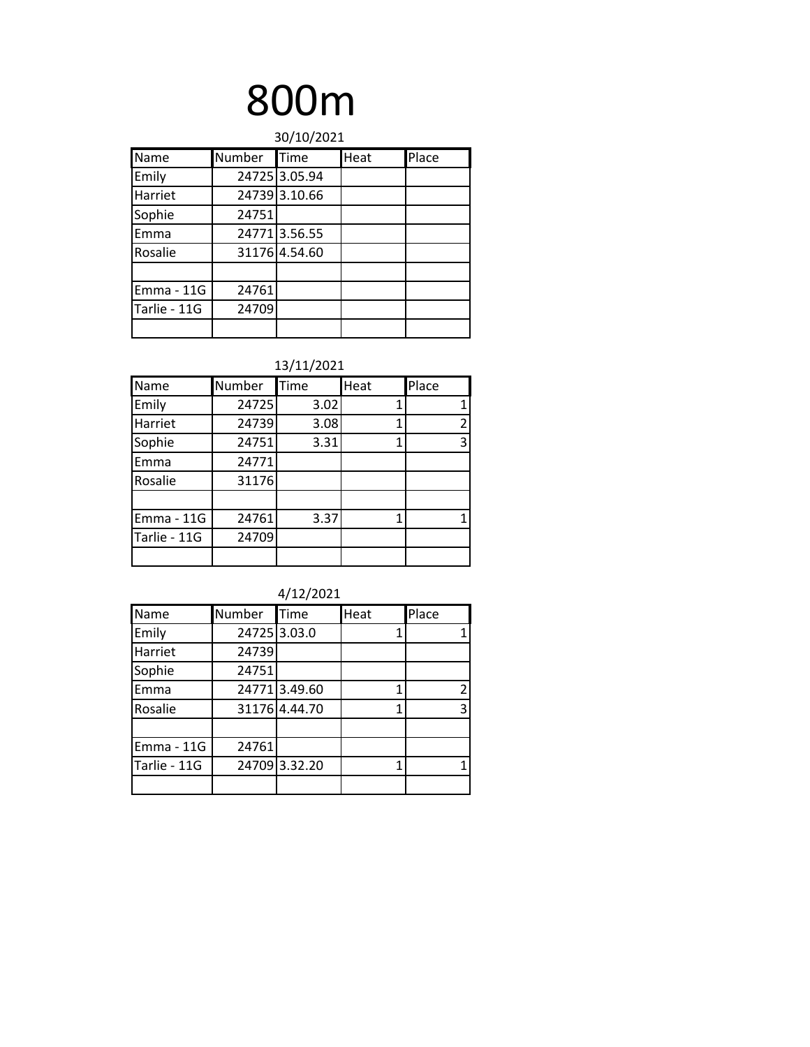# 800m

30/10/2021

| Name | Number | Time | Heat | Place |
|---|---|---|---|---|
| Emily | 24725 | 3.05.94 | | |
| Harriet | 24739 | 3.10.66 | | |
| Sophie | 24751 | | | |
| Emma | 24771 | 3.56.55 | | |
| Rosalie | 31176 | 4.54.60 | | |
| | | | | |
| Emma - 11G | 24761 | | | |
| Tarlie - 11G | 24709 | | | |
| | | | | |

13/11/2021

| Name | Number | Time | Heat | Place |
|---|---|---|---|---|
| Emily | 24725 | 3.02 | 1 | 1 |
| Harriet | 24739 | 3.08 | 1 | 2 |
| Sophie | 24751 | 3.31 | 1 | 3 |
| Emma | 24771 | | | |
| Rosalie | 31176 | | | |
| | | | | |
| Emma - 11G | 24761 | 3.37 | 1 | 1 |
| Tarlie - 11G | 24709 | | | |
| | | | | |

4/12/2021

| Name | Number | Time | Heat | Place |
|---|---|---|---|---|
| Emily | 24725 | 3.03.0 | 1 | 1 |
| Harriet | 24739 | | | |
| Sophie | 24751 | | | |
| Emma | 24771 | 3.49.60 | 1 | 2 |
| Rosalie | 31176 | 4.44.70 | 1 | 3 |
| | | | | |
| Emma - 11G | 24761 | | | |
| Tarlie - 11G | 24709 | 3.32.20 | 1 | 1 |
| | | | | |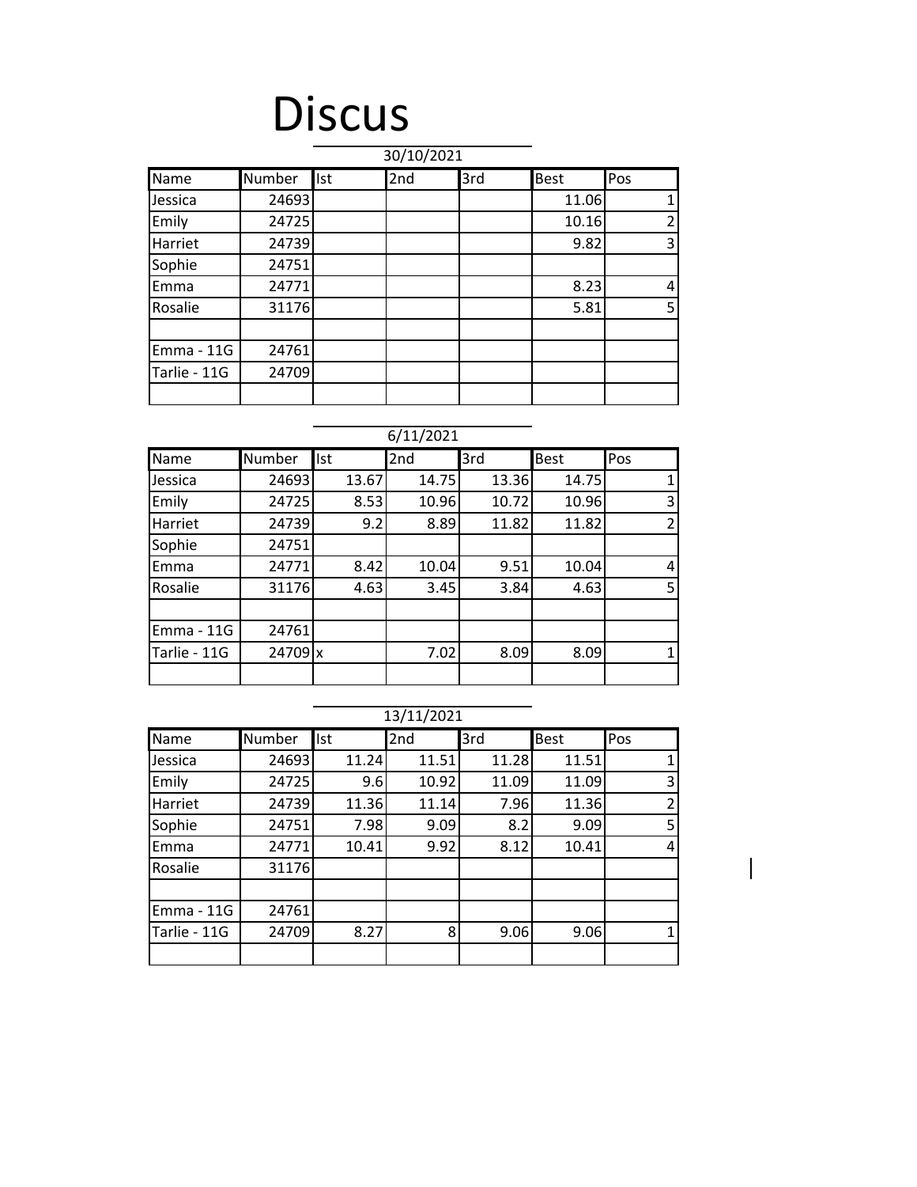# Discus

30/10/2021

| Name | Number | Ist | 2nd | 3rd | Best | Pos |
|---|---|---|---|---|---|---|
| Jessica | 24693 | | | | 11.06 | 1 |
| Emily | 24725 | | | | 10.16 | 2 |
| Harriet | 24739 | | | | 9.82 | 3 |
| Sophie | 24751 | | | | | |
| Emma | 24771 | | | | 8.23 | 4 |
| Rosalie | 31176 | | | | 5.81 | 5 |
| | | | | | | |
| Emma - 11G | 24761 | | | | | |
| Tarlie - 11G | 24709 | | | | | |
| | | | | | | |

6/11/2021

| Name | Number | Ist | 2nd | 3rd | Best | Pos |
|---|---|---|---|---|---|---|
| Jessica | 24693 | 13.67 | 14.75 | 13.36 | 14.75 | 1 |
| Emily | 24725 | 8.53 | 10.96 | 10.72 | 10.96 | 3 |
| Harriet | 24739 | 9.2 | 8.89 | 11.82 | 11.82 | 2 |
| Sophie | 24751 | | | | | |
| Emma | 24771 | 8.42 | 10.04 | 9.51 | 10.04 | 4 |
| Rosalie | 31176 | 4.63 | 3.45 | 3.84 | 4.63 | 5 |
| | | | | | | |
| Emma - 11G | 24761 | | | | | |
| Tarlie - 11G | 24709 | x | 7.02 | 8.09 | 8.09 | 1 |
| | | | | | | |

13/11/2021

| Name | Number | Ist | 2nd | 3rd | Best | Pos |
|---|---|---|---|---|---|---|
| Jessica | 24693 | 11.24 | 11.51 | 11.28 | 11.51 | 1 |
| Emily | 24725 | 9.6 | 10.92 | 11.09 | 11.09 | 3 |
| Harriet | 24739 | 11.36 | 11.14 | 7.96 | 11.36 | 2 |
| Sophie | 24751 | 7.98 | 9.09 | 8.2 | 9.09 | 5 |
| Emma | 24771 | 10.41 | 9.92 | 8.12 | 10.41 | 4 |
| Rosalie | 31176 | | | | | |
| | | | | | | |
| Emma - 11G | 24761 | | | | | |
| Tarlie - 11G | 24709 | 8.27 | 8 | 9.06 | 9.06 | 1 |
| | | | | | | |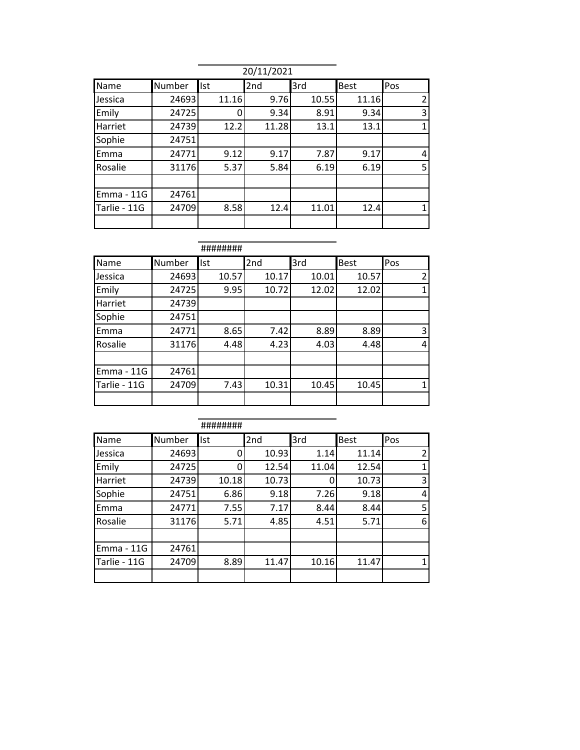| 20/11/2021 | | | | | | |
|---|---|---|---|---|---|---|
| Name | Number | Ist | 2nd | 3rd | Best | Pos |
| Jessica | 24693 | 11.16 | 9.76 | 10.55 | 11.16 | 2 |
| Emily | 24725 | 0 | 9.34 | 8.91 | 9.34 | 3 |
| Harriet | 24739 | 12.2 | 11.28 | 13.1 | 13.1 | 1 |
| Sophie | 24751 | | | | | |
| Emma | 24771 | 9.12 | 9.17 | 7.87 | 9.17 | 4 |
| Rosalie | 31176 | 5.37 | 5.84 | 6.19 | 6.19 | 5 |
| | | | | | | |
| Emma - 11G | 24761 | | | | | |
| Tarlie - 11G | 24709 | 8.58 | 12.4 | 11.01 | 12.4 | 1 |
| | | | | | | |

| ######## | | | | | | |
|---|---|---|---|---|---|---|
| Name | Number | Ist | 2nd | 3rd | Best | Pos |
| Jessica | 24693 | 10.57 | 10.17 | 10.01 | 10.57 | 2 |
| Emily | 24725 | 9.95 | 10.72 | 12.02 | 12.02 | 1 |
| Harriet | 24739 | | | | | |
| Sophie | 24751 | | | | | |
| Emma | 24771 | 8.65 | 7.42 | 8.89 | 8.89 | 3 |
| Rosalie | 31176 | 4.48 | 4.23 | 4.03 | 4.48 | 4 |
| | | | | | | |
| Emma - 11G | 24761 | | | | | |
| Tarlie - 11G | 24709 | 7.43 | 10.31 | 10.45 | 10.45 | 1 |
| | | | | | | |

| ######## | | | | | | |
|---|---|---|---|---|---|---|
| Name | Number | Ist | 2nd | 3rd | Best | Pos |
| Jessica | 24693 | 0 | 10.93 | 1.14 | 11.14 | 2 |
| Emily | 24725 | 0 | 12.54 | 11.04 | 12.54 | 1 |
| Harriet | 24739 | 10.18 | 10.73 | 0 | 10.73 | 3 |
| Sophie | 24751 | 6.86 | 9.18 | 7.26 | 9.18 | 4 |
| Emma | 24771 | 7.55 | 7.17 | 8.44 | 8.44 | 5 |
| Rosalie | 31176 | 5.71 | 4.85 | 4.51 | 5.71 | 6 |
| | | | | | | |
| Emma - 11G | 24761 | | | | | |
| Tarlie - 11G | 24709 | 8.89 | 11.47 | 10.16 | 11.47 | 1 |
| | | | | | | |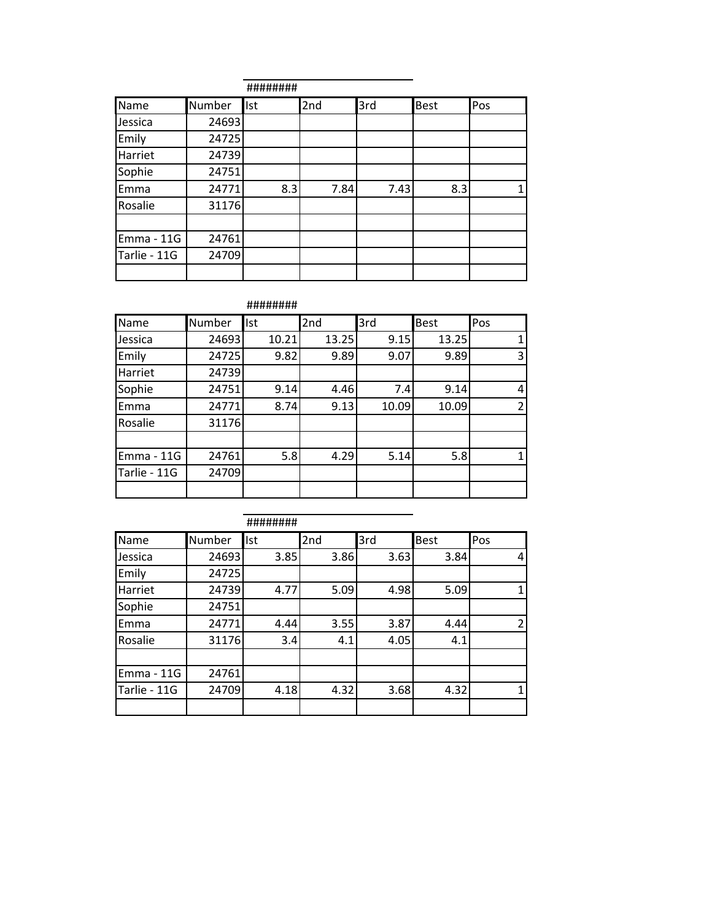########

| Name | Number | Ist | 2nd | 3rd | Best | Pos |
|---|---|---|---|---|---|---|
| Jessica | 24693 | | | | | |
| Emily | 24725 | | | | | |
| Harriet | 24739 | | | | | |
| Sophie | 24751 | | | | | |
| Emma | 24771 | 8.3 | 7.84 | 7.43 | 8.3 | 1 |
| Rosalie | 31176 | | | | | |
| | | | | | | |
| Emma - 11G | 24761 | | | | | |
| Tarlie - 11G | 24709 | | | | | |
| | | | | | | |

########

| Name | Number | Ist | 2nd | 3rd | Best | Pos |
|---|---|---|---|---|---|---|
| Jessica | 24693 | 10.21 | 13.25 | 9.15 | 13.25 | 1 |
| Emily | 24725 | 9.82 | 9.89 | 9.07 | 9.89 | 3 |
| Harriet | 24739 | | | | | |
| Sophie | 24751 | 9.14 | 4.46 | 7.4 | 9.14 | 4 |
| Emma | 24771 | 8.74 | 9.13 | 10.09 | 10.09 | 2 |
| Rosalie | 31176 | | | | | |
| | | | | | | |
| Emma - 11G | 24761 | 5.8 | 4.29 | 5.14 | 5.8 | 1 |
| Tarlie - 11G | 24709 | | | | | |
| | | | | | | |

########

| Name | Number | Ist | 2nd | 3rd | Best | Pos |
|---|---|---|---|---|---|---|
| Jessica | 24693 | 3.85 | 3.86 | 3.63 | 3.84 | 4 |
| Emily | 24725 | | | | | |
| Harriet | 24739 | 4.77 | 5.09 | 4.98 | 5.09 | 1 |
| Sophie | 24751 | | | | | |
| Emma | 24771 | 4.44 | 3.55 | 3.87 | 4.44 | 2 |
| Rosalie | 31176 | 3.4 | 4.1 | 4.05 | 4.1 | |
| | | | | | | |
| Emma - 11G | 24761 | | | | | |
| Tarlie - 11G | 24709 | 4.18 | 4.32 | 3.68 | 4.32 | 1 |
| | | | | | | |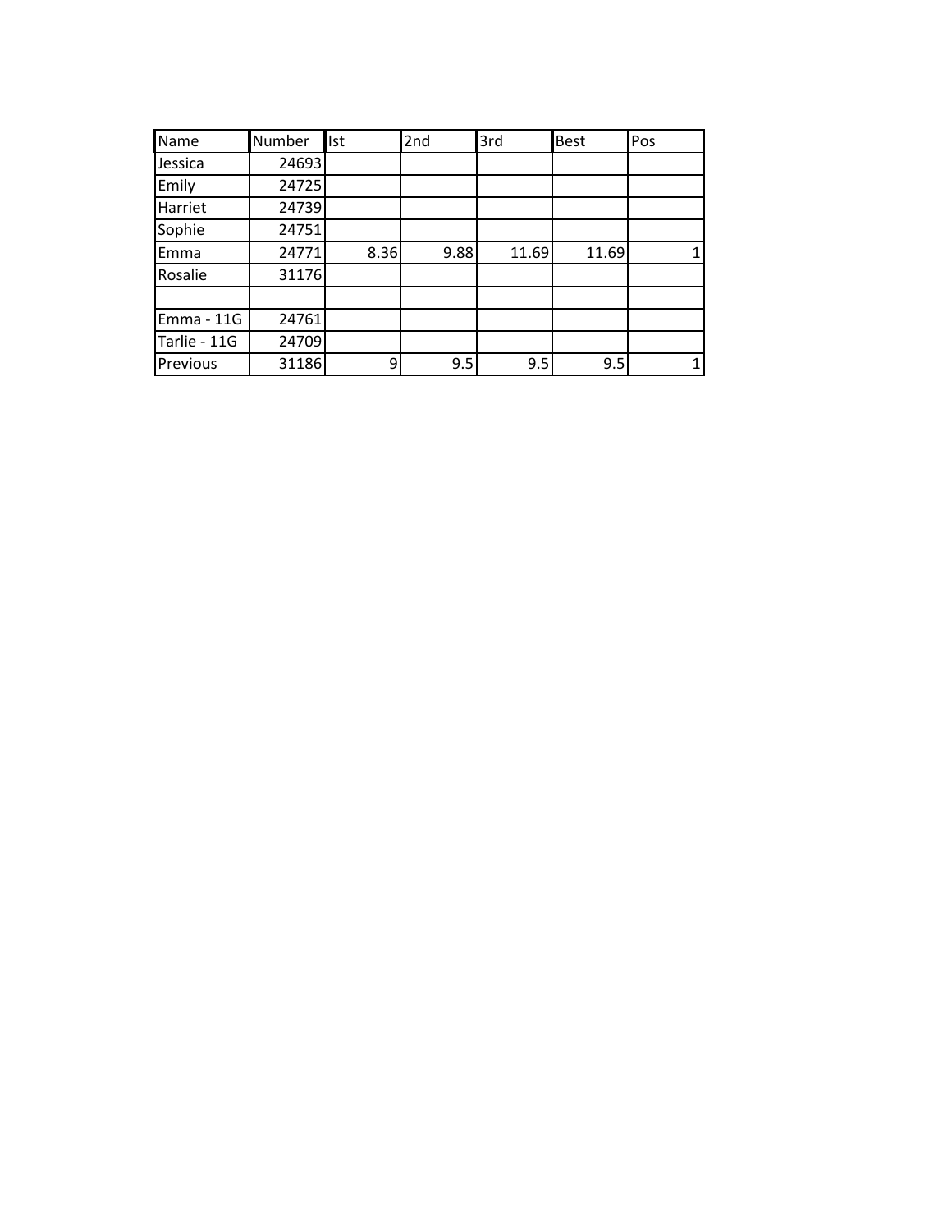| Name | Number | Ist | 2nd | 3rd | Best | Pos |
|---|---|---|---|---|---|---|
| Jessica | 24693 | | | | | |
| Emily | 24725 | | | | | |
| Harriet | 24739 | | | | | |
| Sophie | 24751 | | | | | |
| Emma | 24771 | 8.36 | 9.88 | 11.69 | 11.69 | 1 |
| Rosalie | 31176 | | | | | |
| | | | | | | |
| Emma - 11G | 24761 | | | | | |
| Tarlie - 11G | 24709 | | | | | |
| Previous | 31186 | 9 | 9.5 | 9.5 | 9.5 | 1 |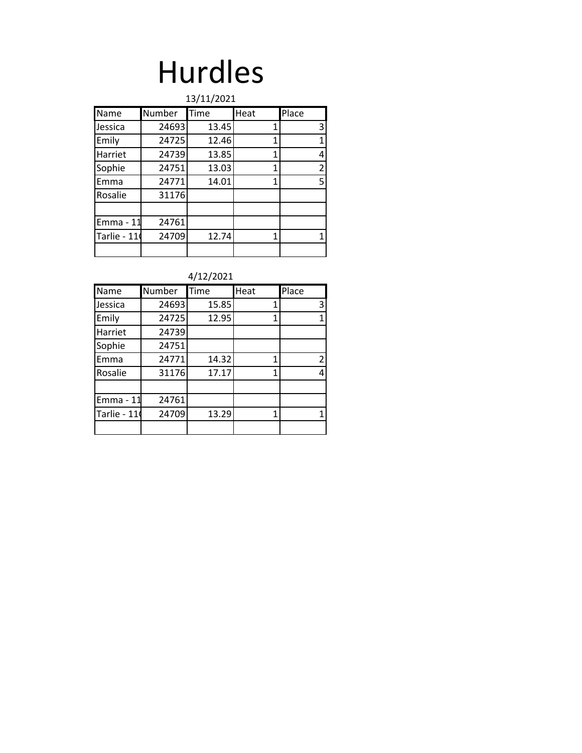# Hurdles

13/11/2021

| Name | Number | Time | Heat | Place |
|---|---|---|---|---|
| Jessica | 24693 | 13.45 | 1 | 3 |
| Emily | 24725 | 12.46 | 1 | 1 |
| Harriet | 24739 | 13.85 | 1 | 4 |
| Sophie | 24751 | 13.03 | 1 | 2 |
| Emma | 24771 | 14.01 | 1 | 5 |
| Rosalie | 31176 | | | |
| | | | | |
| Emma - 11 | 24761 | | | |
| Tarlie - 11( | 24709 | 12.74 | 1 | 1 |
| | | | | |

4/12/2021

| Name | Number | Time | Heat | Place |
|---|---|---|---|---|
| Jessica | 24693 | 15.85 | 1 | 3 |
| Emily | 24725 | 12.95 | 1 | 1 |
| Harriet | 24739 | | | |
| Sophie | 24751 | | | |
| Emma | 24771 | 14.32 | 1 | 2 |
| Rosalie | 31176 | 17.17 | 1 | 4 |
| | | | | |
| Emma - 11 | 24761 | | | |
| Tarlie - 11( | 24709 | 13.29 | 1 | 1 |
| | | | | |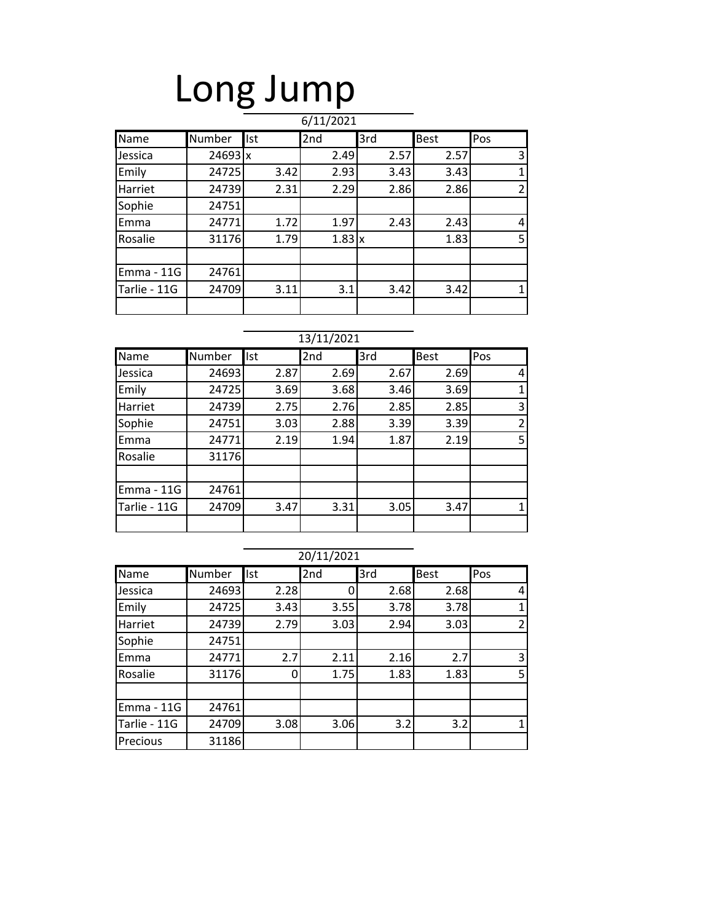# Long Jump

6/11/2021

| Name | Number | Ist | 2nd | 3rd | Best | Pos |
|---|---|---|---|---|---|---|
| Jessica | 24693 | x | 2.49 | 2.57 | 2.57 | 3 |
| Emily | 24725 | 3.42 | 2.93 | 3.43 | 3.43 | 1 |
| Harriet | 24739 | 2.31 | 2.29 | 2.86 | 2.86 | 2 |
| Sophie | 24751 | | | | | |
| Emma | 24771 | 1.72 | 1.97 | 2.43 | 2.43 | 4 |
| Rosalie | 31176 | 1.79 | 1.83 | x | 1.83 | 5 |
| | | | | | | |
| Emma - 11G | 24761 | | | | | |
| Tarlie - 11G | 24709 | 3.11 | 3.1 | 3.42 | 3.42 | 1 |
| | | | | | | |

13/11/2021

| Name | Number | Ist | 2nd | 3rd | Best | Pos |
|---|---|---|---|---|---|---|
| Jessica | 24693 | 2.87 | 2.69 | 2.67 | 2.69 | 4 |
| Emily | 24725 | 3.69 | 3.68 | 3.46 | 3.69 | 1 |
| Harriet | 24739 | 2.75 | 2.76 | 2.85 | 2.85 | 3 |
| Sophie | 24751 | 3.03 | 2.88 | 3.39 | 3.39 | 2 |
| Emma | 24771 | 2.19 | 1.94 | 1.87 | 2.19 | 5 |
| Rosalie | 31176 | | | | | |
| | | | | | | |
| Emma - 11G | 24761 | | | | | |
| Tarlie - 11G | 24709 | 3.47 | 3.31 | 3.05 | 3.47 | 1 |
| | | | | | | |

20/11/2021

| Name | Number | Ist | 2nd | 3rd | Best | Pos |
|---|---|---|---|---|---|---|
| Jessica | 24693 | 2.28 | 0 | 2.68 | 2.68 | 4 |
| Emily | 24725 | 3.43 | 3.55 | 3.78 | 3.78 | 1 |
| Harriet | 24739 | 2.79 | 3.03 | 2.94 | 3.03 | 2 |
| Sophie | 24751 | | | | | |
| Emma | 24771 | 2.7 | 2.11 | 2.16 | 2.7 | 3 |
| Rosalie | 31176 | 0 | 1.75 | 1.83 | 1.83 | 5 |
| | | | | | | |
| Emma - 11G | 24761 | | | | | |
| Tarlie - 11G | 24709 | 3.08 | 3.06 | 3.2 | 3.2 | 1 |
| Precious | 31186 | | | | | |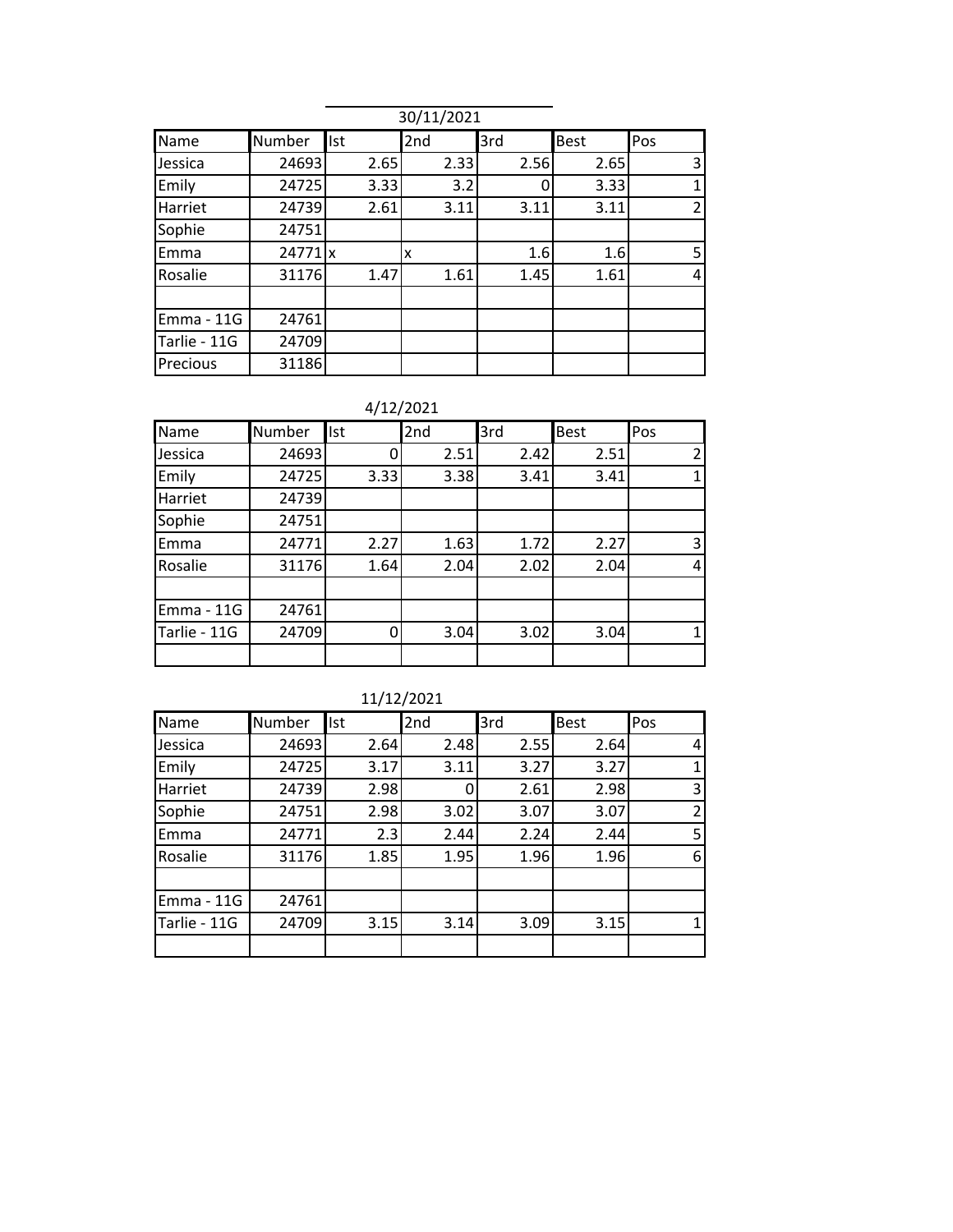30/11/2021

| Name | Number | Ist | 2nd | 3rd | Best | Pos |
|---|---|---|---|---|---|---|
| Jessica | 24693 | 2.65 | 2.33 | 2.56 | 2.65 | 3 |
| Emily | 24725 | 3.33 | 3.2 | 0 | 3.33 | 1 |
| Harriet | 24739 | 2.61 | 3.11 | 3.11 | 3.11 | 2 |
| Sophie | 24751 | | | | | |
| Emma | 24771 | x | x | 1.6 | 1.6 | 5 |
| Rosalie | 31176 | 1.47 | 1.61 | 1.45 | 1.61 | 4 |
| | | | | | | |
| Emma - 11G | 24761 | | | | | |
| Tarlie - 11G | 24709 | | | | | |
| Precious | 31186 | | | | | |

4/12/2021

| Name | Number | Ist | 2nd | 3rd | Best | Pos |
|---|---|---|---|---|---|---|
| Jessica | 24693 | 0 | 2.51 | 2.42 | 2.51 | 2 |
| Emily | 24725 | 3.33 | 3.38 | 3.41 | 3.41 | 1 |
| Harriet | 24739 | | | | | |
| Sophie | 24751 | | | | | |
| Emma | 24771 | 2.27 | 1.63 | 1.72 | 2.27 | 3 |
| Rosalie | 31176 | 1.64 | 2.04 | 2.02 | 2.04 | 4 |
| | | | | | | |
| Emma - 11G | 24761 | | | | | |
| Tarlie - 11G | 24709 | 0 | 3.04 | 3.02 | 3.04 | 1 |
| | | | | | | |

11/12/2021

| Name | Number | Ist | 2nd | 3rd | Best | Pos |
|---|---|---|---|---|---|---|
| Jessica | 24693 | 2.64 | 2.48 | 2.55 | 2.64 | 4 |
| Emily | 24725 | 3.17 | 3.11 | 3.27 | 3.27 | 1 |
| Harriet | 24739 | 2.98 | 0 | 2.61 | 2.98 | 3 |
| Sophie | 24751 | 2.98 | 3.02 | 3.07 | 3.07 | 2 |
| Emma | 24771 | 2.3 | 2.44 | 2.24 | 2.44 | 5 |
| Rosalie | 31176 | 1.85 | 1.95 | 1.96 | 1.96 | 6 |
| | | | | | | |
| Emma - 11G | 24761 | | | | | |
| Tarlie - 11G | 24709 | 3.15 | 3.14 | 3.09 | 3.15 | 1 |
| | | | | | | |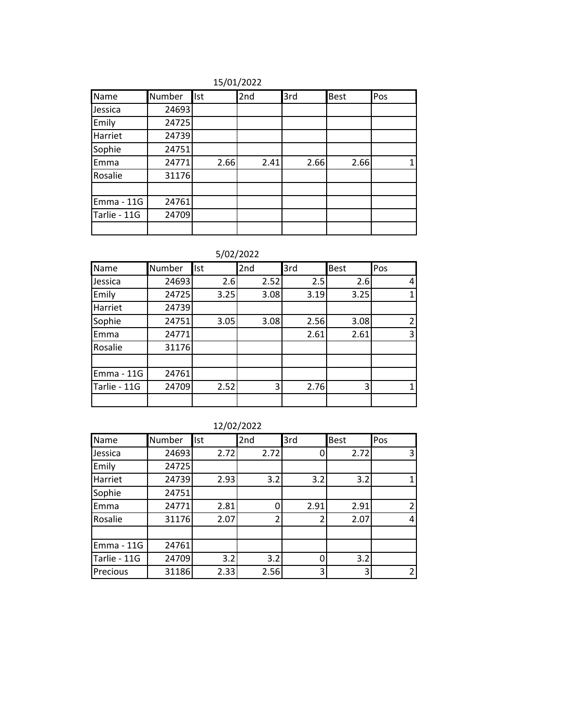15/01/2022

| Name | Number | Ist | 2nd | 3rd | Best | Pos |
|---|---|---|---|---|---|---|
| Jessica | 24693 | | | | | |
| Emily | 24725 | | | | | |
| Harriet | 24739 | | | | | |
| Sophie | 24751 | | | | | |
| Emma | 24771 | 2.66 | 2.41 | 2.66 | 2.66 | 1 |
| Rosalie | 31176 | | | | | |
| | | | | | | |
| Emma - 11G | 24761 | | | | | |
| Tarlie - 11G | 24709 | | | | | |
| | | | | | | |

5/02/2022

| Name | Number | Ist | 2nd | 3rd | Best | Pos |
|---|---|---|---|---|---|---|
| Jessica | 24693 | 2.6 | 2.52 | 2.5 | 2.6 | 4 |
| Emily | 24725 | 3.25 | 3.08 | 3.19 | 3.25 | 1 |
| Harriet | 24739 | | | | | |
| Sophie | 24751 | 3.05 | 3.08 | 2.56 | 3.08 | 2 |
| Emma | 24771 | | | 2.61 | 2.61 | 3 |
| Rosalie | 31176 | | | | | |
| | | | | | | |
| Emma - 11G | 24761 | | | | | |
| Tarlie - 11G | 24709 | 2.52 | 3 | 2.76 | 3 | 1 |
| | | | | | | |

12/02/2022

| Name | Number | Ist | 2nd | 3rd | Best | Pos |
|---|---|---|---|---|---|---|
| Jessica | 24693 | 2.72 | 2.72 | 0 | 2.72 | 3 |
| Emily | 24725 | | | | | |
| Harriet | 24739 | 2.93 | 3.2 | 3.2 | 3.2 | 1 |
| Sophie | 24751 | | | | | |
| Emma | 24771 | 2.81 | 0 | 2.91 | 2.91 | 2 |
| Rosalie | 31176 | 2.07 | 2 | 2 | 2.07 | 4 |
| | | | | | | |
| Emma - 11G | 24761 | | | | | |
| Tarlie - 11G | 24709 | 3.2 | 3.2 | 0 | 3.2 | |
| Precious | 31186 | 2.33 | 2.56 | 3 | 3 | 2 |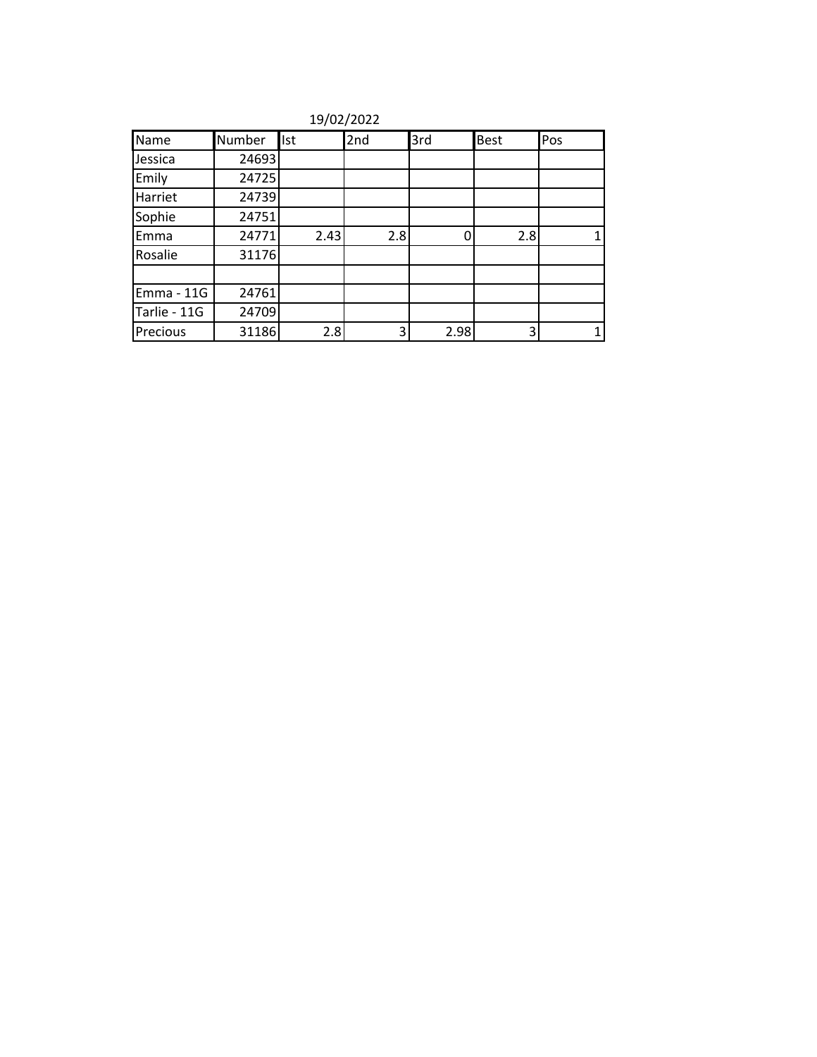19/02/2022

| Name | Number | Ist | 2nd | 3rd | Best | Pos |
|---|---|---|---|---|---|---|
| Jessica | 24693 | | | | | |
| Emily | 24725 | | | | | |
| Harriet | 24739 | | | | | |
| Sophie | 24751 | | | | | |
| Emma | 24771 | 2.43 | 2.8 | 0 | 2.8 | 1 |
| Rosalie | 31176 | | | | | |
| | | | | | | |
| Emma - 11G | 24761 | | | | | |
| Tarlie - 11G | 24709 | | | | | |
| Precious | 31186 | 2.8 | 3 | 2.98 | 3 | 1 |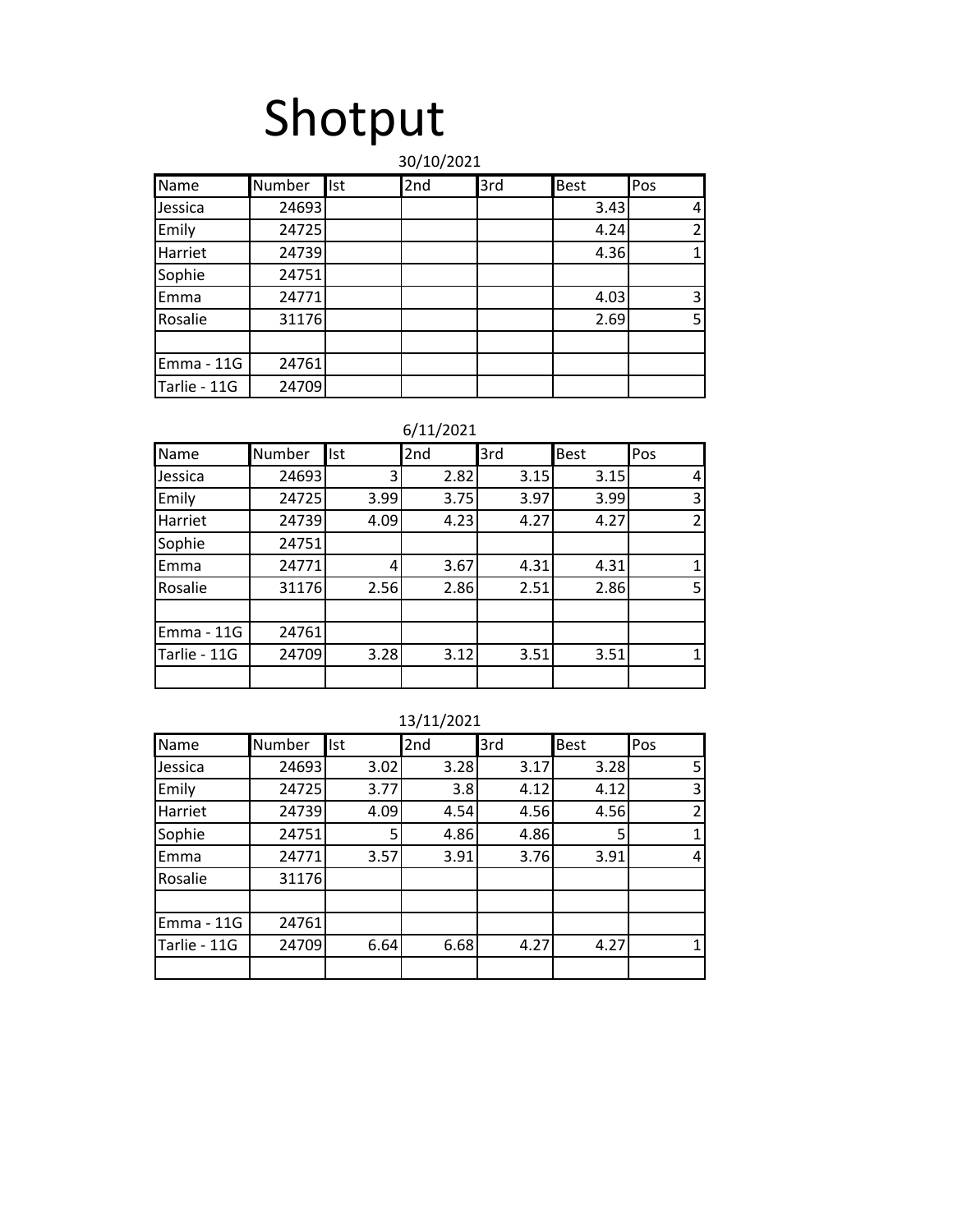# Shotput

30/10/2021

| Name | Number | Ist | 2nd | 3rd | Best | Pos |
|---|---|---|---|---|---|---|
| Jessica | 24693 | | | | 3.43 | 4 |
| Emily | 24725 | | | | 4.24 | 2 |
| Harriet | 24739 | | | | 4.36 | 1 |
| Sophie | 24751 | | | | | |
| Emma | 24771 | | | | 4.03 | 3 |
| Rosalie | 31176 | | | | 2.69 | 5 |
| | | | | | | |
| Emma - 11G | 24761 | | | | | |
| Tarlie - 11G | 24709 | | | | | |

6/11/2021

| Name | Number | Ist | 2nd | 3rd | Best | Pos |
|---|---|---|---|---|---|---|
| Jessica | 24693 | 3 | 2.82 | 3.15 | 3.15 | 4 |
| Emily | 24725 | 3.99 | 3.75 | 3.97 | 3.99 | 3 |
| Harriet | 24739 | 4.09 | 4.23 | 4.27 | 4.27 | 2 |
| Sophie | 24751 | | | | | |
| Emma | 24771 | 4 | 3.67 | 4.31 | 4.31 | 1 |
| Rosalie | 31176 | 2.56 | 2.86 | 2.51 | 2.86 | 5 |
| | | | | | | |
| Emma - 11G | 24761 | | | | | |
| Tarlie - 11G | 24709 | 3.28 | 3.12 | 3.51 | 3.51 | 1 |
| | | | | | | |

13/11/2021

| Name | Number | Ist | 2nd | 3rd | Best | Pos |
|---|---|---|---|---|---|---|
| Jessica | 24693 | 3.02 | 3.28 | 3.17 | 3.28 | 5 |
| Emily | 24725 | 3.77 | 3.8 | 4.12 | 4.12 | 3 |
| Harriet | 24739 | 4.09 | 4.54 | 4.56 | 4.56 | 2 |
| Sophie | 24751 | 5 | 4.86 | 4.86 | 5 | 1 |
| Emma | 24771 | 3.57 | 3.91 | 3.76 | 3.91 | 4 |
| Rosalie | 31176 | | | | | |
| | | | | | | |
| Emma - 11G | 24761 | | | | | |
| Tarlie - 11G | 24709 | 6.64 | 6.68 | 4.27 | 4.27 | 1 |
| | | | | | | |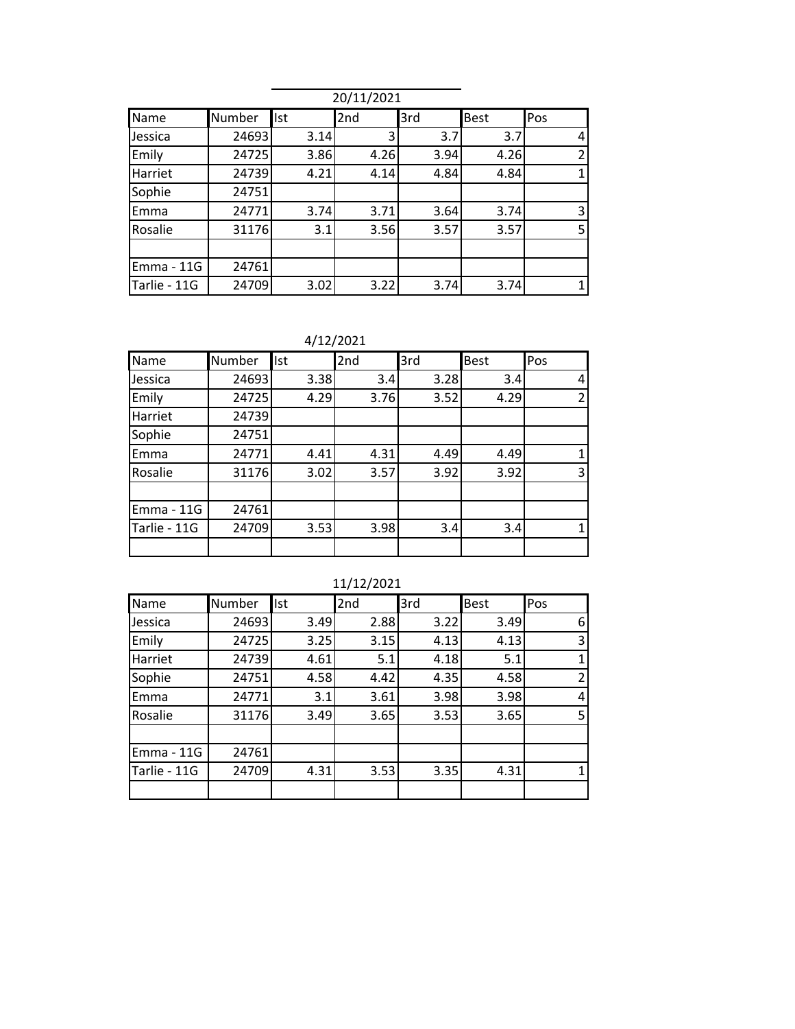20/11/2021

| Name | Number | Ist | 2nd | 3rd | Best | Pos |
|---|---|---|---|---|---|---|
| Jessica | 24693 | 3.14 | 3 | 3.7 | 3.7 | 4 |
| Emily | 24725 | 3.86 | 4.26 | 3.94 | 4.26 | 2 |
| Harriet | 24739 | 4.21 | 4.14 | 4.84 | 4.84 | 1 |
| Sophie | 24751 | | | | | |
| Emma | 24771 | 3.74 | 3.71 | 3.64 | 3.74 | 3 |
| Rosalie | 31176 | 3.1 | 3.56 | 3.57 | 3.57 | 5 |
| | | | | | | |
| Emma - 11G | 24761 | | | | | |
| Tarlie - 11G | 24709 | 3.02 | 3.22 | 3.74 | 3.74 | 1 |

4/12/2021

| Name | Number | Ist | 2nd | 3rd | Best | Pos |
|---|---|---|---|---|---|---|
| Jessica | 24693 | 3.38 | 3.4 | 3.28 | 3.4 | 4 |
| Emily | 24725 | 4.29 | 3.76 | 3.52 | 4.29 | 2 |
| Harriet | 24739 | | | | | |
| Sophie | 24751 | | | | | |
| Emma | 24771 | 4.41 | 4.31 | 4.49 | 4.49 | 1 |
| Rosalie | 31176 | 3.02 | 3.57 | 3.92 | 3.92 | 3 |
| | | | | | | |
| Emma - 11G | 24761 | | | | | |
| Tarlie - 11G | 24709 | 3.53 | 3.98 | 3.4 | 3.4 | 1 |
| | | | | | | |

11/12/2021

| Name | Number | Ist | 2nd | 3rd | Best | Pos |
|---|---|---|---|---|---|---|
| Jessica | 24693 | 3.49 | 2.88 | 3.22 | 3.49 | 6 |
| Emily | 24725 | 3.25 | 3.15 | 4.13 | 4.13 | 3 |
| Harriet | 24739 | 4.61 | 5.1 | 4.18 | 5.1 | 1 |
| Sophie | 24751 | 4.58 | 4.42 | 4.35 | 4.58 | 2 |
| Emma | 24771 | 3.1 | 3.61 | 3.98 | 3.98 | 4 |
| Rosalie | 31176 | 3.49 | 3.65 | 3.53 | 3.65 | 5 |
| | | | | | | |
| Emma - 11G | 24761 | | | | | |
| Tarlie - 11G | 24709 | 4.31 | 3.53 | 3.35 | 4.31 | 1 |
| | | | | | | |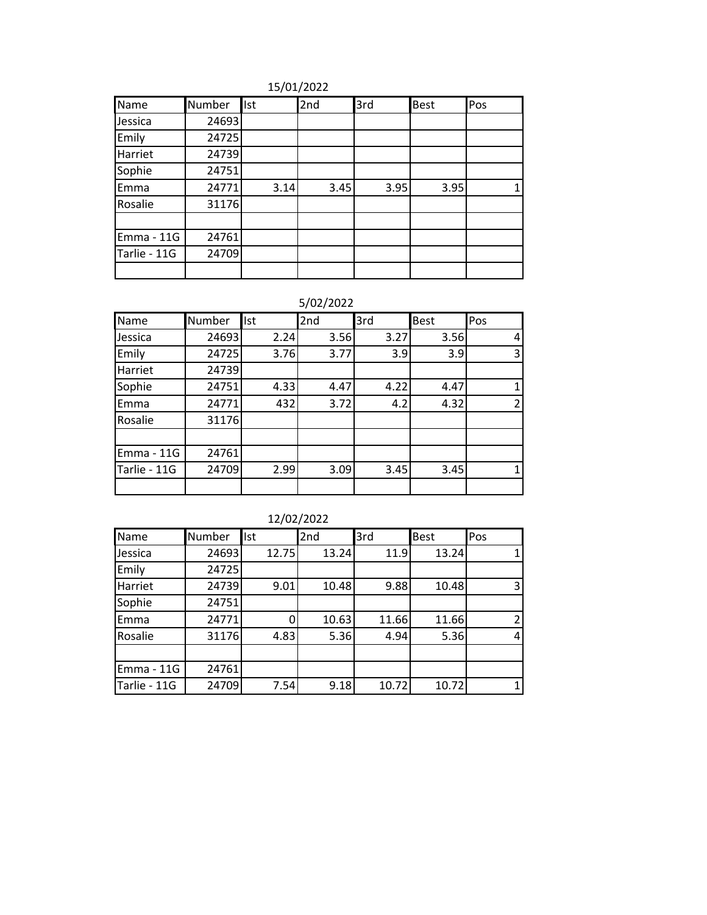15/01/2022

| Name | Number | Ist | 2nd | 3rd | Best | Pos |
|---|---|---|---|---|---|---|
| Jessica | 24693 | | | | | |
| Emily | 24725 | | | | | |
| Harriet | 24739 | | | | | |
| Sophie | 24751 | | | | | |
| Emma | 24771 | 3.14 | 3.45 | 3.95 | 3.95 | 1 |
| Rosalie | 31176 | | | | | |
| | | | | | | |
| Emma - 11G | 24761 | | | | | |
| Tarlie - 11G | 24709 | | | | | |
| | | | | | | |

5/02/2022

| Name | Number | Ist | 2nd | 3rd | Best | Pos |
|---|---|---|---|---|---|---|
| Jessica | 24693 | 2.24 | 3.56 | 3.27 | 3.56 | 4 |
| Emily | 24725 | 3.76 | 3.77 | 3.9 | 3.9 | 3 |
| Harriet | 24739 | | | | | |
| Sophie | 24751 | 4.33 | 4.47 | 4.22 | 4.47 | 1 |
| Emma | 24771 | 432 | 3.72 | 4.2 | 4.32 | 2 |
| Rosalie | 31176 | | | | | |
| | | | | | | |
| Emma - 11G | 24761 | | | | | |
| Tarlie - 11G | 24709 | 2.99 | 3.09 | 3.45 | 3.45 | 1 |
| | | | | | | |

12/02/2022

| Name | Number | Ist | 2nd | 3rd | Best | Pos |
|---|---|---|---|---|---|---|
| Jessica | 24693 | 12.75 | 13.24 | 11.9 | 13.24 | 1 |
| Emily | 24725 | | | | | |
| Harriet | 24739 | 9.01 | 10.48 | 9.88 | 10.48 | 3 |
| Sophie | 24751 | | | | | |
| Emma | 24771 | 0 | 10.63 | 11.66 | 11.66 | 2 |
| Rosalie | 31176 | 4.83 | 5.36 | 4.94 | 5.36 | 4 |
| | | | | | | |
| Emma - 11G | 24761 | | | | | |
| Tarlie - 11G | 24709 | 7.54 | 9.18 | 10.72 | 10.72 | 1 |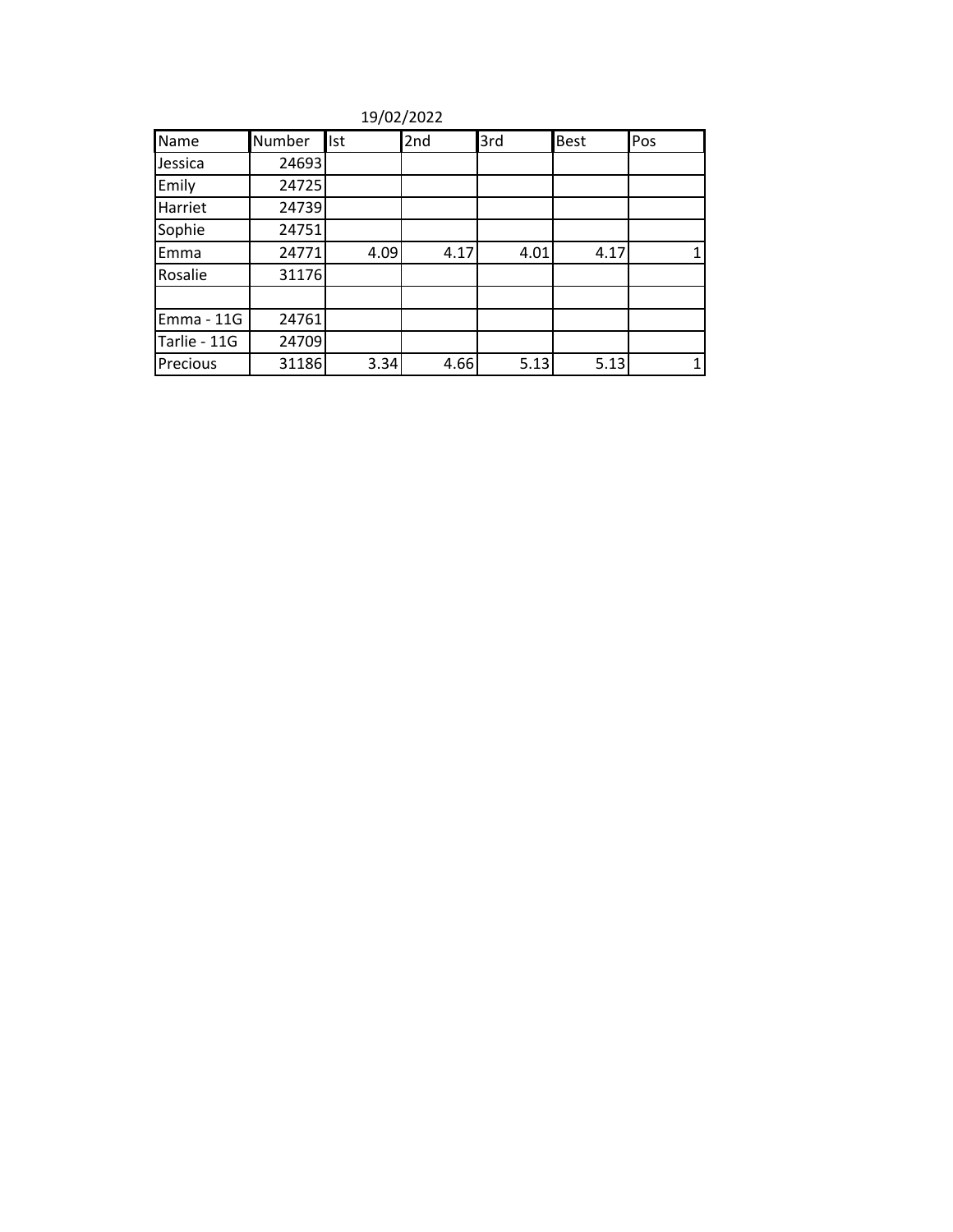19/02/2022

| Name | Number | Ist | 2nd | 3rd | Best | Pos |
|---|---|---|---|---|---|---|
| Jessica | 24693 | | | | | |
| Emily | 24725 | | | | | |
| Harriet | 24739 | | | | | |
| Sophie | 24751 | | | | | |
| Emma | 24771 | 4.09 | 4.17 | 4.01 | 4.17 | 1 |
| Rosalie | 31176 | | | | | |
| | | | | | | |
| Emma - 11G | 24761 | | | | | |
| Tarlie - 11G | 24709 | | | | | |
| Precious | 31186 | 3.34 | 4.66 | 5.13 | 5.13 | 1 |